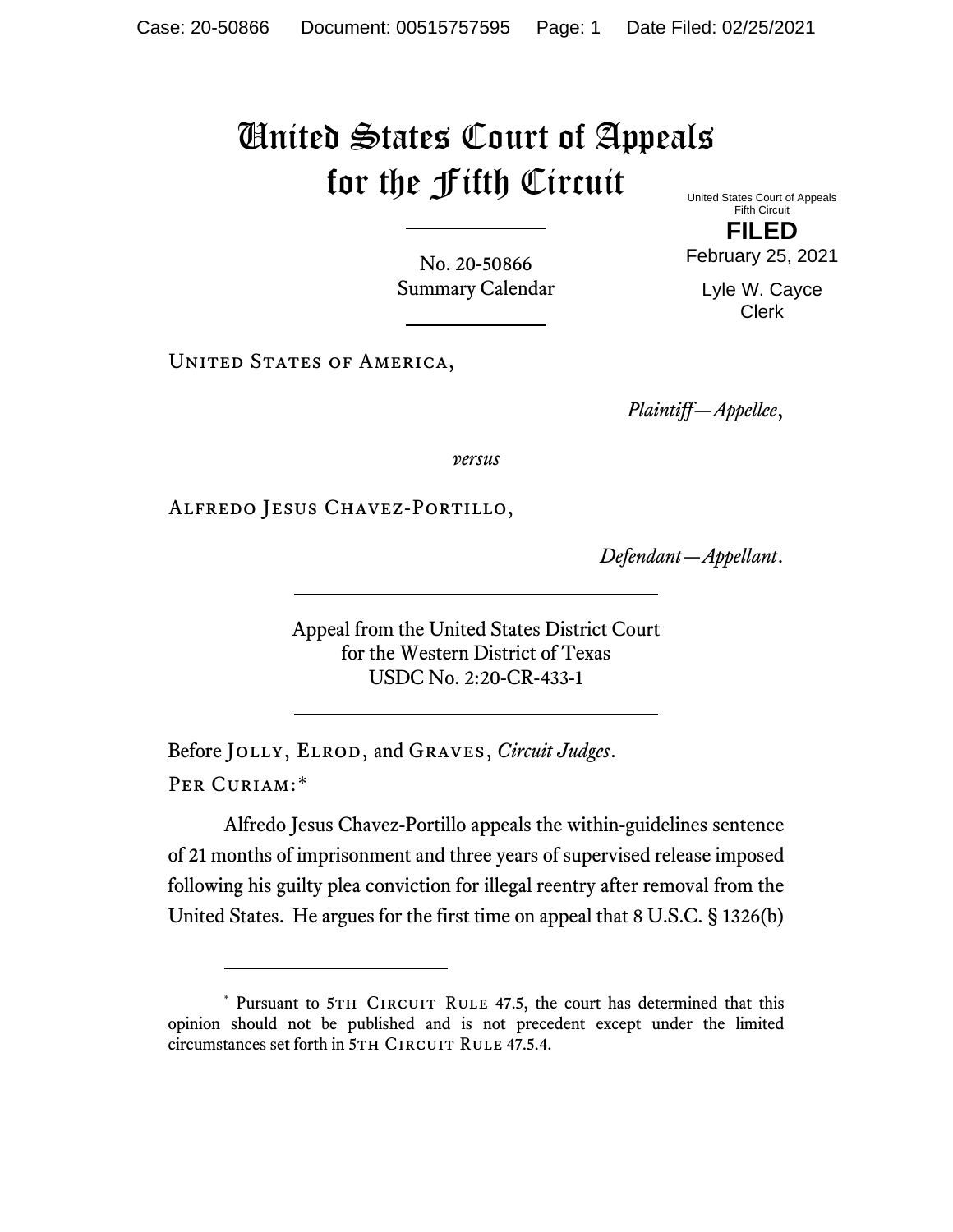# United States Court of Appeals for the Fifth Circuit

United States Court of Appeals
Fifth Circuit

**FILED**

February 25, 2021

Lyle W. Cayce
Clerk

No. 20-50866
Summary Calendar

United States of America,

*Plaintiff—Appellee*,

*versus*

Alfredo Jesus Chavez-Portillo,

*Defendant—Appellant*.

Appeal from the United States District Court
for the Western District of Texas
USDC No. 2:20-CR-433-1

Before Jolly, Elrod, and Graves, *Circuit Judges*.

Per Curiam:*

Alfredo Jesus Chavez-Portillo appeals the within-guidelines sentence of 21 months of imprisonment and three years of supervised release imposed following his guilty plea conviction for illegal reentry after removal from the United States. He argues for the first time on appeal that 8 U.S.C. § 1326(b)

---

\* Pursuant to 5th Circuit Rule 47.5, the court has determined that this opinion should not be published and is not precedent except under the limited circumstances set forth in 5th Circuit Rule 47.5.4.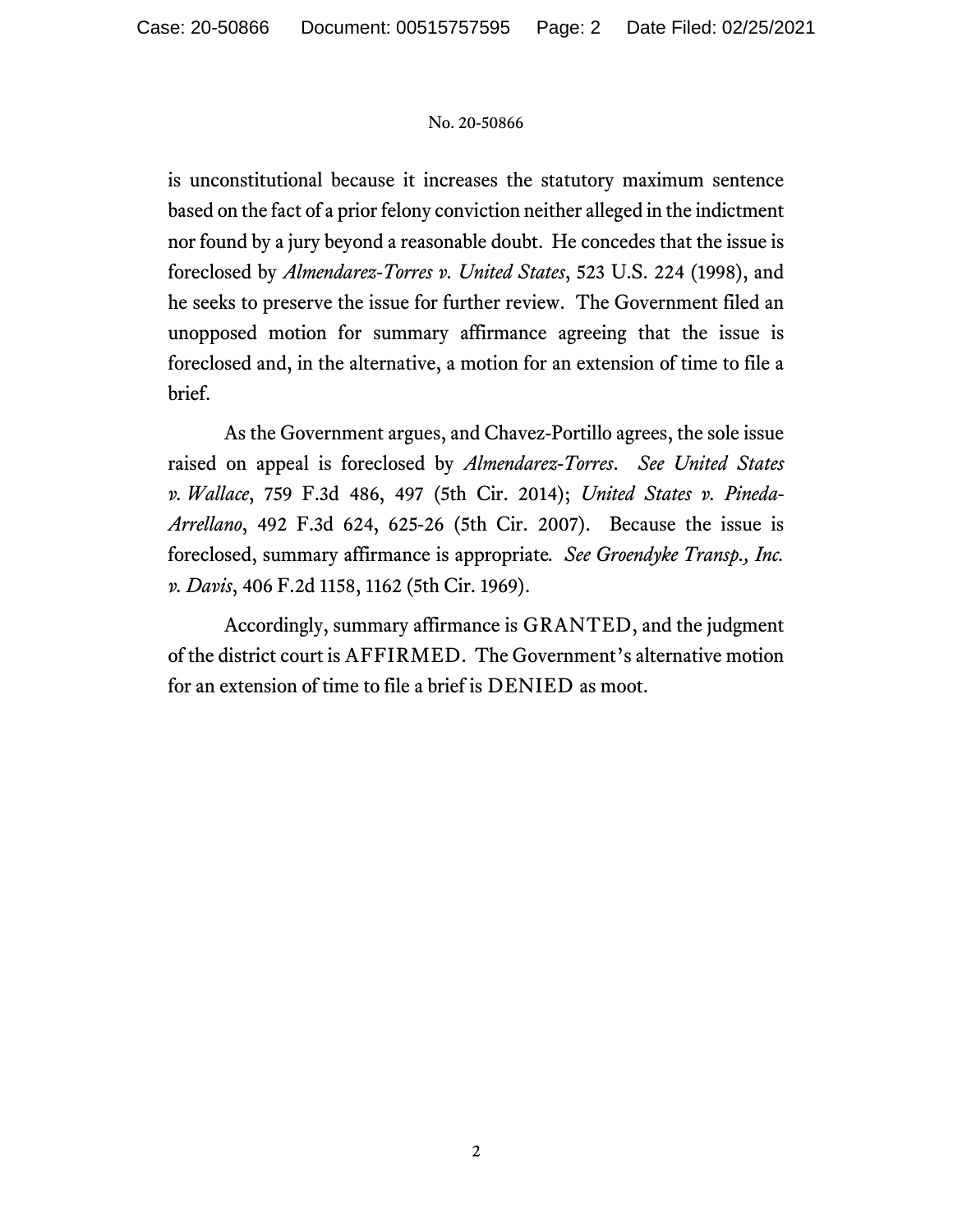is unconstitutional because it increases the statutory maximum sentence based on the fact of a prior felony conviction neither alleged in the indictment nor found by a jury beyond a reasonable doubt. He concedes that the issue is foreclosed by *Almendarez-Torres v. United States*, 523 U.S. 224 (1998), and he seeks to preserve the issue for further review. The Government filed an unopposed motion for summary affirmance agreeing that the issue is foreclosed and, in the alternative, a motion for an extension of time to file a brief.

As the Government argues, and Chavez-Portillo agrees, the sole issue raised on appeal is foreclosed by *Almendarez-Torres*. *See United States v. Wallace*, 759 F.3d 486, 497 (5th Cir. 2014); *United States v. Pineda-Arrellano*, 492 F.3d 624, 625-26 (5th Cir. 2007). Because the issue is foreclosed, summary affirmance is appropriate. *See Groendyke Transp., Inc. v. Davis*, 406 F.2d 1158, 1162 (5th Cir. 1969).

Accordingly, summary affirmance is GRANTED, and the judgment of the district court is AFFIRMED. The Government's alternative motion for an extension of time to file a brief is DENIED as moot.